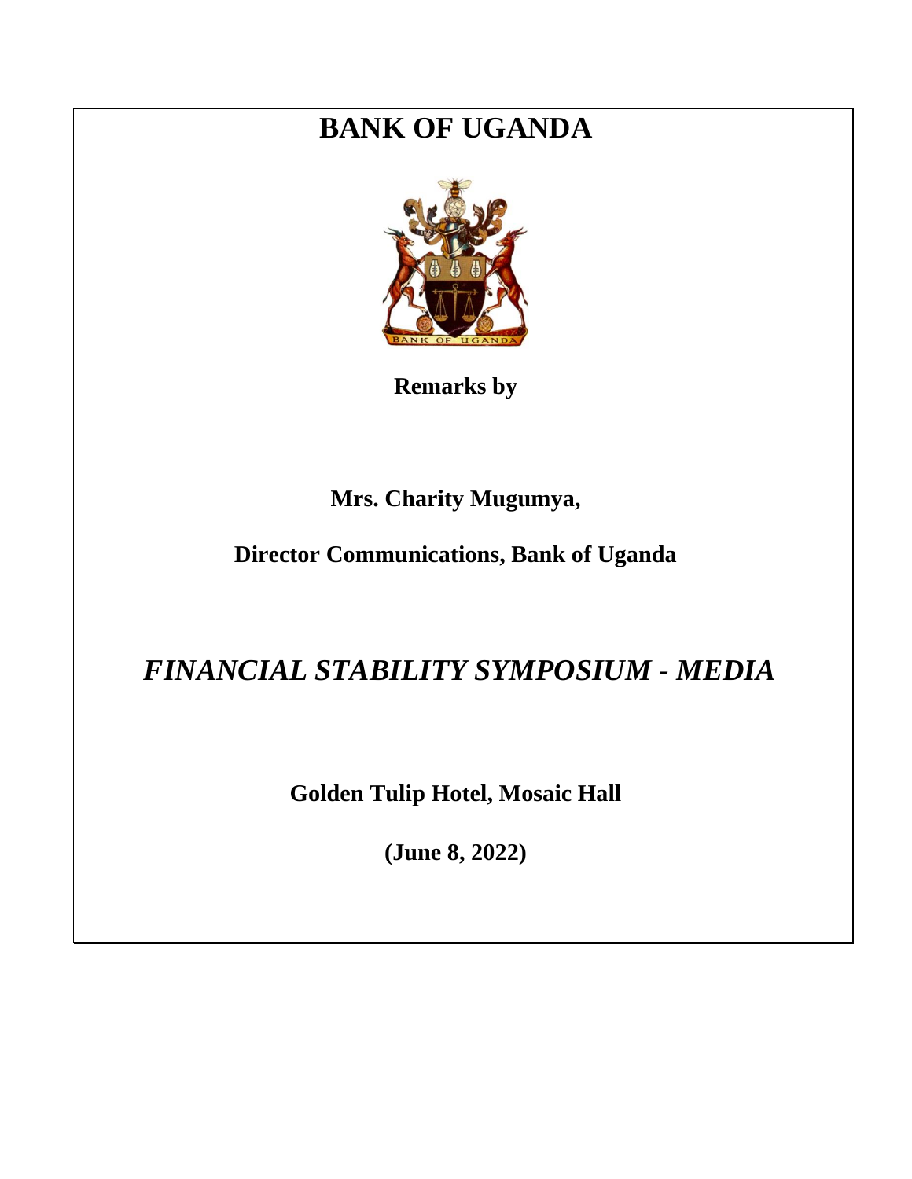# BANK OF UGANDA

**Remarks by**

**Mrs. Charity Mugumya,**

**Director Communications, Bank of Uganda**

## *FINANCIAL STABILITY SYMPOSIUM - MEDIA*

**Golden Tulip Hotel, Mosaic Hall**

**(June 8, 2022)**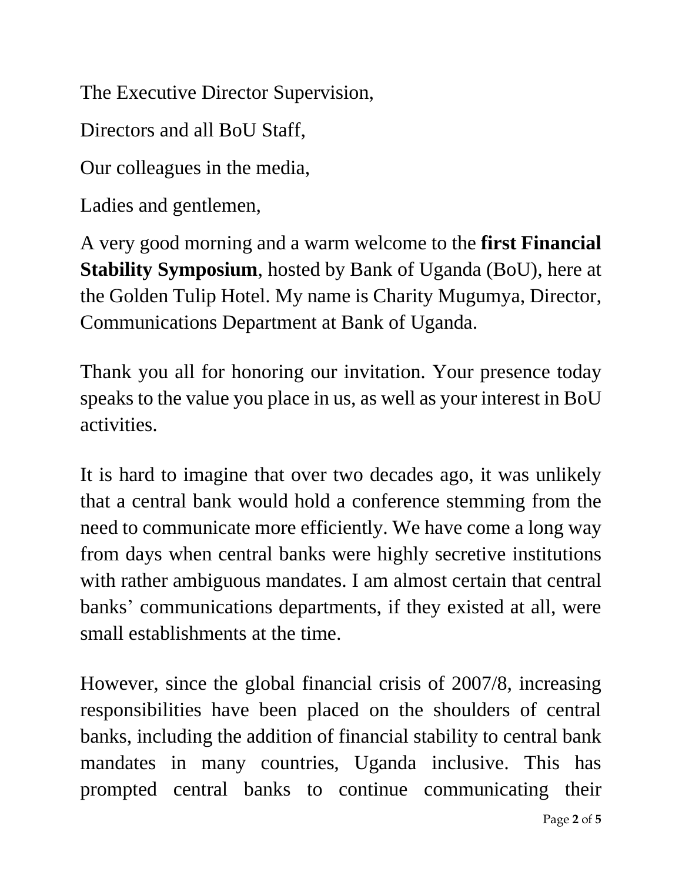The Executive Director Supervision,

Directors and all BoU Staff,

Our colleagues in the media,

Ladies and gentlemen,

A very good morning and a warm welcome to the **first Financial Stability Symposium**, hosted by Bank of Uganda (BoU), here at the Golden Tulip Hotel. My name is Charity Mugumya, Director, Communications Department at Bank of Uganda.

Thank you all for honoring our invitation. Your presence today speaks to the value you place in us, as well as your interest in BoU activities.

It is hard to imagine that over two decades ago, it was unlikely that a central bank would hold a conference stemming from the need to communicate more efficiently. We have come a long way from days when central banks were highly secretive institutions with rather ambiguous mandates. I am almost certain that central banks' communications departments, if they existed at all, were small establishments at the time.

However, since the global financial crisis of 2007/8, increasing responsibilities have been placed on the shoulders of central banks, including the addition of financial stability to central bank mandates in many countries, Uganda inclusive. This has prompted central banks to continue communicating their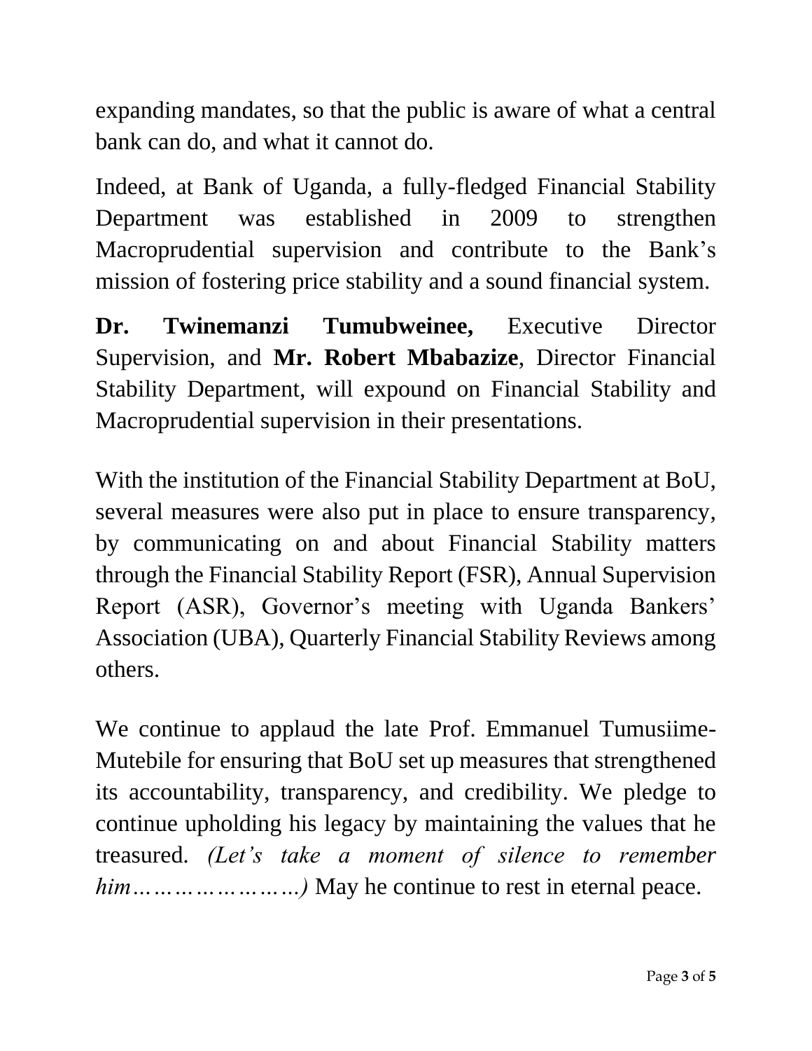expanding mandates, so that the public is aware of what a central bank can do, and what it cannot do.

Indeed, at Bank of Uganda, a fully-fledged Financial Stability Department was established in 2009 to strengthen Macroprudential supervision and contribute to the Bank's mission of fostering price stability and a sound financial system.

**Dr. Twinemanzi Tumubweinee,** Executive Director Supervision, and **Mr. Robert Mbabazize**, Director Financial Stability Department, will expound on Financial Stability and Macroprudential supervision in their presentations.

With the institution of the Financial Stability Department at BoU, several measures were also put in place to ensure transparency, by communicating on and about Financial Stability matters through the Financial Stability Report (FSR), Annual Supervision Report (ASR), Governor's meeting with Uganda Bankers' Association (UBA), Quarterly Financial Stability Reviews among others.

We continue to applaud the late Prof. Emmanuel Tumusiime-Mutebile for ensuring that BoU set up measures that strengthened its accountability, transparency, and credibility. We pledge to continue upholding his legacy by maintaining the values that he treasured. *(Let's take a moment of silence to remember him……………………)* May he continue to rest in eternal peace.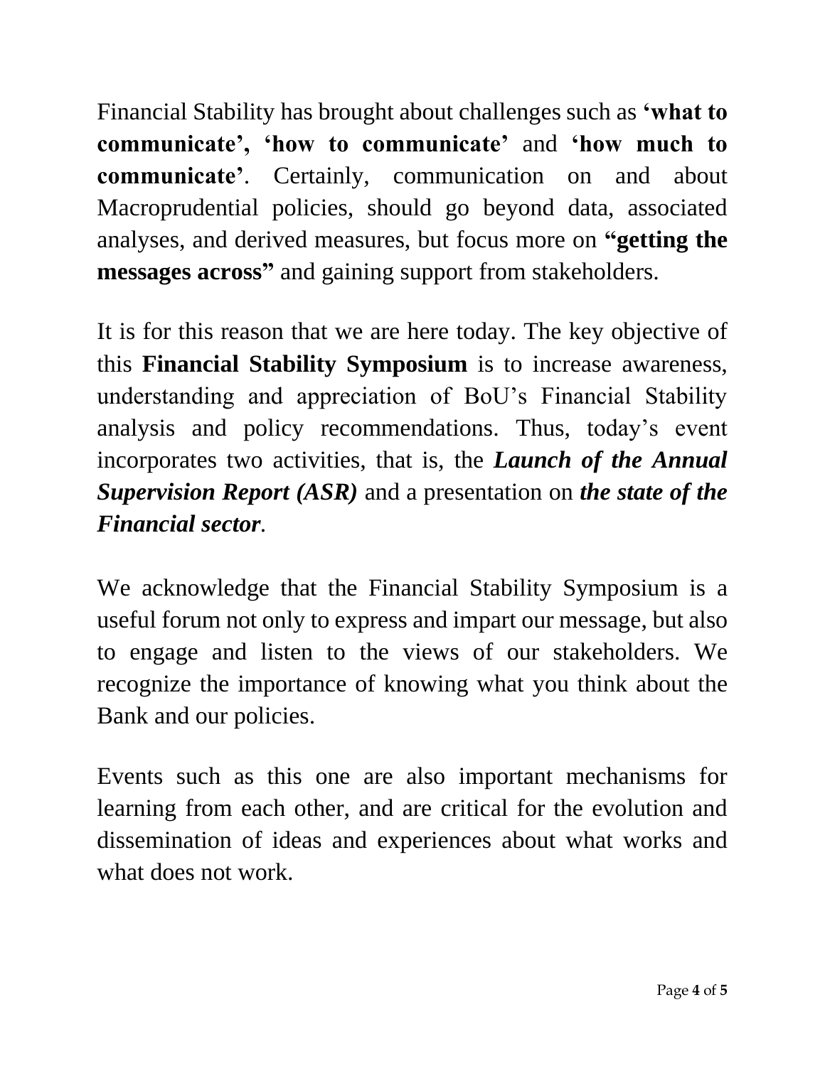Financial Stability has brought about challenges such as **'what to communicate', 'how to communicate'** and **'how much to communicate'**. Certainly, communication on and about Macroprudential policies, should go beyond data, associated analyses, and derived measures, but focus more on **"getting the messages across"** and gaining support from stakeholders.

It is for this reason that we are here today. The key objective of this **Financial Stability Symposium** is to increase awareness, understanding and appreciation of BoU's Financial Stability analysis and policy recommendations. Thus, today's event incorporates two activities, that is, the ***Launch of the Annual Supervision Report (ASR)*** and a presentation on ***the state of the Financial sector***.

We acknowledge that the Financial Stability Symposium is a useful forum not only to express and impart our message, but also to engage and listen to the views of our stakeholders. We recognize the importance of knowing what you think about the Bank and our policies.

Events such as this one are also important mechanisms for learning from each other, and are critical for the evolution and dissemination of ideas and experiences about what works and what does not work.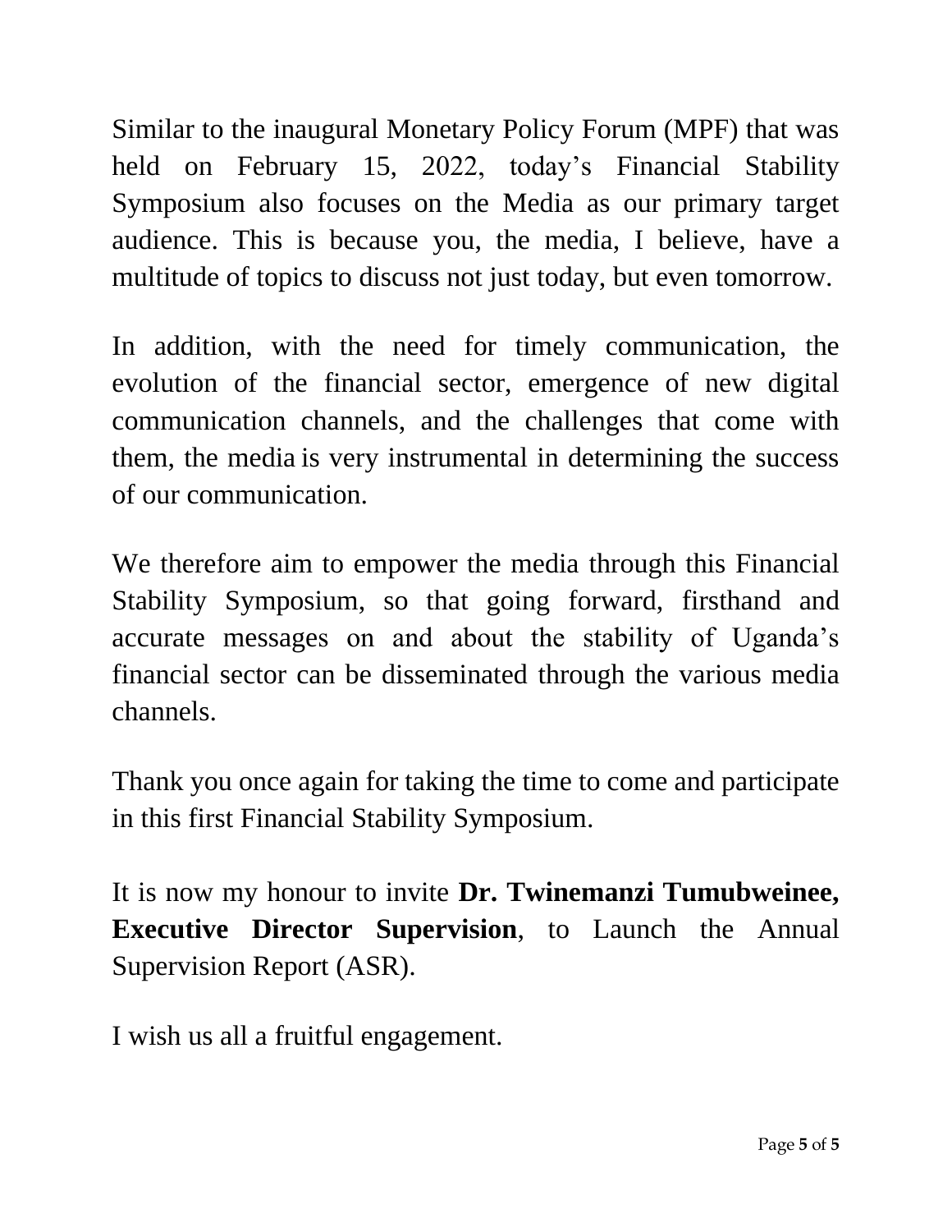Similar to the inaugural Monetary Policy Forum (MPF) that was held on February 15, 2022, today's Financial Stability Symposium also focuses on the Media as our primary target audience. This is because you, the media, I believe, have a multitude of topics to discuss not just today, but even tomorrow.

In addition, with the need for timely communication, the evolution of the financial sector, emergence of new digital communication channels, and the challenges that come with them, the media is very instrumental in determining the success of our communication.

We therefore aim to empower the media through this Financial Stability Symposium, so that going forward, firsthand and accurate messages on and about the stability of Uganda's financial sector can be disseminated through the various media channels.

Thank you once again for taking the time to come and participate in this first Financial Stability Symposium.

It is now my honour to invite **Dr. Twinemanzi Tumubweinee, Executive Director Supervision**, to Launch the Annual Supervision Report (ASR).

I wish us all a fruitful engagement.